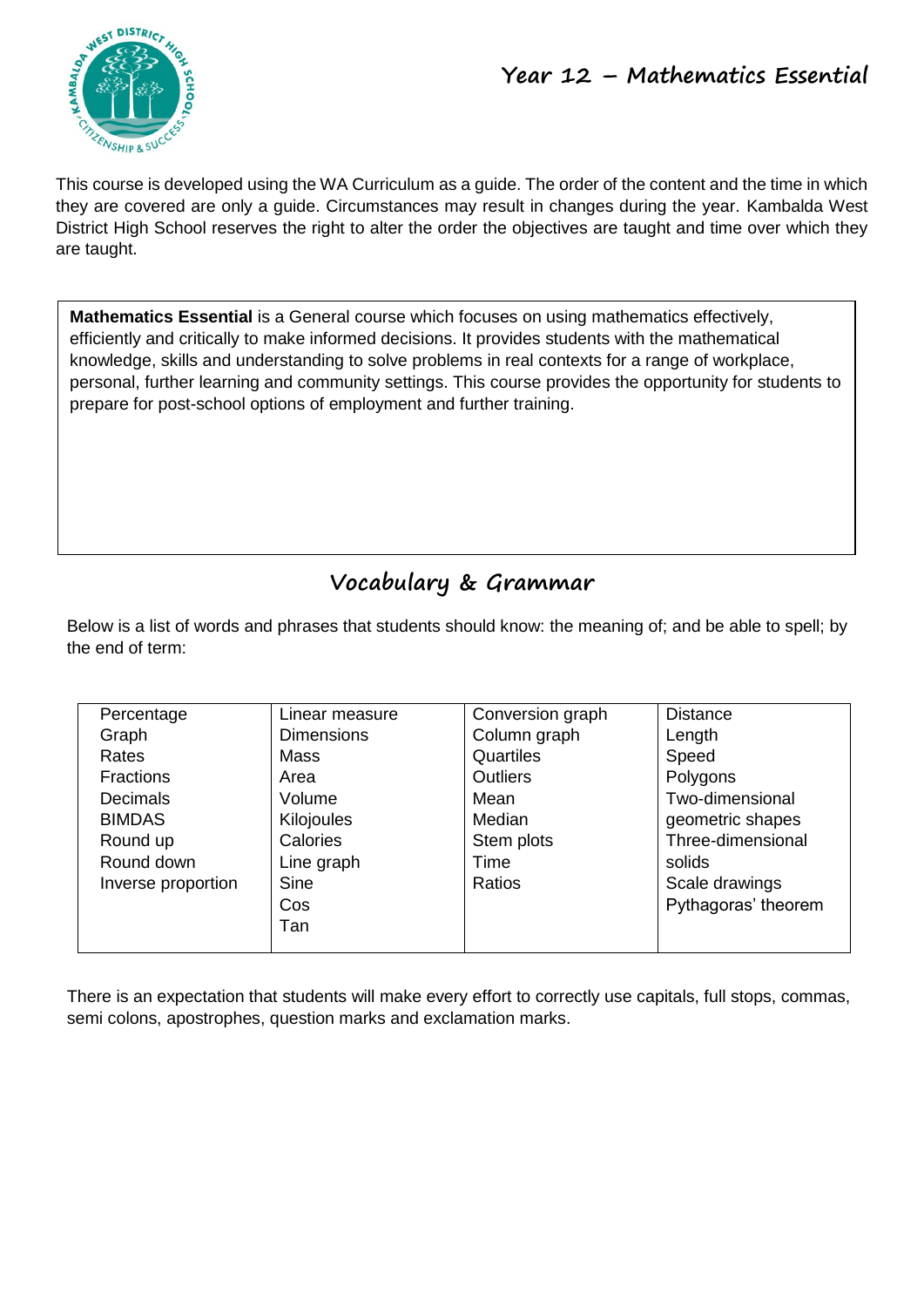# Year 12 – Mathematics Essential

This course is developed using the WA Curriculum as a guide. The order of the content and the time in which they are covered are only a guide. Circumstances may result in changes during the year. Kambalda West District High School reserves the right to alter the order the objectives are taught and time over which they are taught.

**Mathematics Essential** is a General course which focuses on using mathematics effectively, efficiently and critically to make informed decisions. It provides students with the mathematical knowledge, skills and understanding to solve problems in real contexts for a range of workplace, personal, further learning and community settings. This course provides the opportunity for students to prepare for post-school options of employment and further training.

## Vocabulary & Grammar

Below is a list of words and phrases that students should know: the meaning of; and be able to spell; by the end of term:

| | | | |
|---|---|---|---|
| Percentage | Linear measure | Conversion graph | Distance |
| Graph | Dimensions | Column graph | Length |
| Rates | Mass | Quartiles | Speed |
| Fractions | Area | Outliers | Polygons |
| Decimals | Volume | Mean | Two-dimensional geometric shapes |
| BIMDAS | Kilojoules | Median | Three-dimensional solids |
| Round up | Calories | Stem plots | Scale drawings |
| Round down | Line graph | Time | Pythagoras' theorem |
| Inverse proportion | Sine | Ratios | |
| | Cos | | |
| | Tan | | |

There is an expectation that students will make every effort to correctly use capitals, full stops, commas, semi colons, apostrophes, question marks and exclamation marks.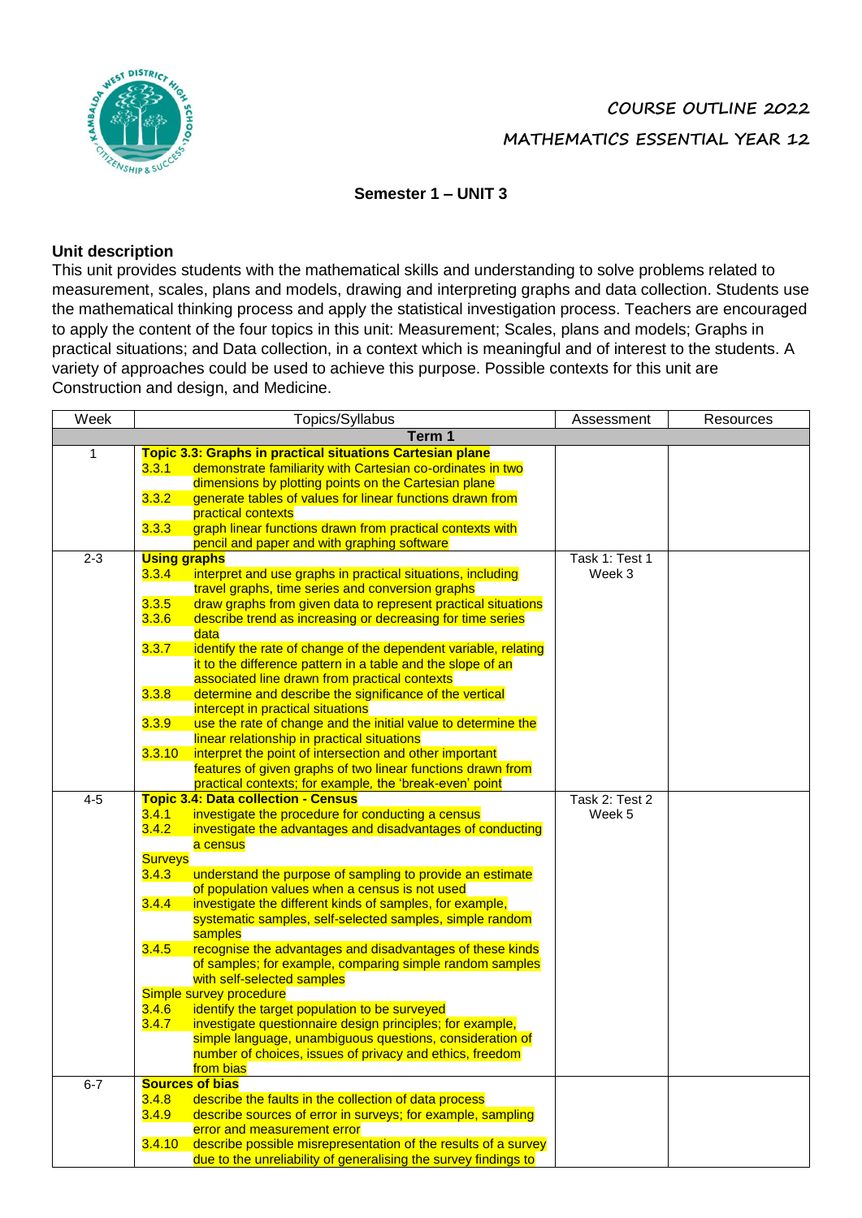COURSE OUTLINE 2022

MATHEMATICS ESSENTIAL YEAR 12

**Semester 1 – UNIT 3**

**Unit description**

This unit provides students with the mathematical skills and understanding to solve problems related to measurement, scales, plans and models, drawing and interpreting graphs and data collection. Students use the mathematical thinking process and apply the statistical investigation process. Teachers are encouraged to apply the content of the four topics in this unit: Measurement; Scales, plans and models; Graphs in practical situations; and Data collection, in a context which is meaningful and of interest to the students. A variety of approaches could be used to achieve this purpose. Possible contexts for this unit are Construction and design, and Medicine.

| Week | Topics/Syllabus | Assessment | Resources |
|---|---|---|---|
| | **Term 1** | | |
| 1 | **Topic 3.3: Graphs in practical situations Cartesian plane**<br>3.3.1 demonstrate familiarity with Cartesian co-ordinates in two dimensions by plotting points on the Cartesian plane<br>3.3.2 generate tables of values for linear functions drawn from practical contexts<br>3.3.3 graph linear functions drawn from practical contexts with pencil and paper and with graphing software | | |
| 2-3 | **Using graphs**<br>3.3.4 interpret and use graphs in practical situations, including travel graphs, time series and conversion graphs<br>3.3.5 draw graphs from given data to represent practical situations<br>3.3.6 describe trend as increasing or decreasing for time series data<br>3.3.7 identify the rate of change of the dependent variable, relating it to the difference pattern in a table and the slope of an associated line drawn from practical contexts<br>3.3.8 determine and describe the significance of the vertical intercept in practical situations<br>3.3.9 use the rate of change and the initial value to determine the linear relationship in practical situations<br>3.3.10 interpret the point of intersection and other important features of given graphs of two linear functions drawn from practical contexts; for example, the 'break-even' point | Task 1: Test 1 Week 3 | |
| 4-5 | **Topic 3.4: Data collection - Census**<br>3.4.1 investigate the procedure for conducting a census<br>3.4.2 investigate the advantages and disadvantages of conducting a census<br>Surveys<br>3.4.3 understand the purpose of sampling to provide an estimate of population values when a census is not used<br>3.4.4 investigate the different kinds of samples, for example, systematic samples, self-selected samples, simple random samples<br>3.4.5 recognise the advantages and disadvantages of these kinds of samples; for example, comparing simple random samples with self-selected samples<br>Simple survey procedure<br>3.4.6 identify the target population to be surveyed<br>3.4.7 investigate questionnaire design principles; for example, simple language, unambiguous questions, consideration of number of choices, issues of privacy and ethics, freedom from bias | Task 2: Test 2 Week 5 | |
| 6-7 | **Sources of bias**<br>3.4.8 describe the faults in the collection of data process<br>3.4.9 describe sources of error in surveys; for example, sampling error and measurement error<br>3.4.10 describe possible misrepresentation of the results of a survey due to the unreliability of generalising the survey findings to | | |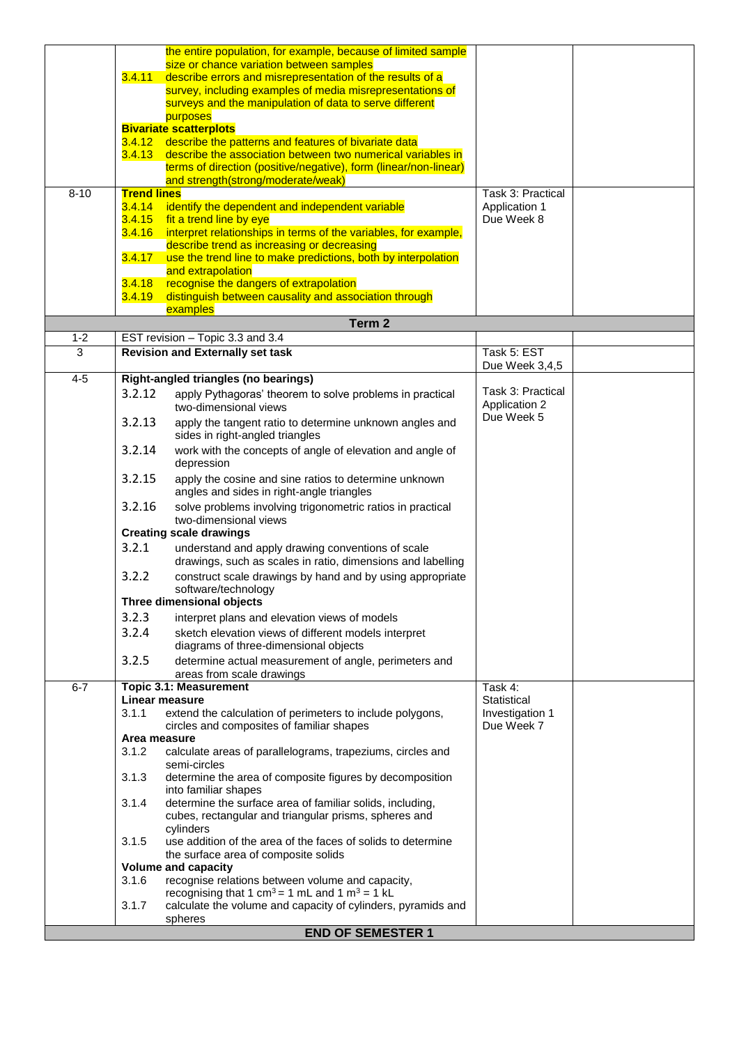| | | | |
|---|---|---|---|
| | the entire population, for example, because of limited sample size or chance variation between samples<br>3.4.11 describe errors and misrepresentation of the results of a survey, including examples of media misrepresentations of surveys and the manipulation of data to serve different purposes<br>**Bivariate scatterplots**<br>3.4.12 describe the patterns and features of bivariate data<br>3.4.13 describe the association between two numerical variables in terms of direction (positive/negative), form (linear/non-linear) and strength(strong/moderate/weak) | | |
| 8-10 | **Trend lines**<br>3.4.14 identify the dependent and independent variable<br>3.4.15 fit a trend line by eye<br>3.4.16 interpret relationships in terms of the variables, for example, describe trend as increasing or decreasing<br>3.4.17 use the trend line to make predictions, both by interpolation and extrapolation<br>3.4.18 recognise the dangers of extrapolation<br>3.4.19 distinguish between causality and association through examples | Task 3: Practical Application 1 Due Week 8 | |
| | **Term 2** | | |
| 1-2 | EST revision – Topic 3.3 and 3.4 | | |
| 3 | **Revision and Externally set task** | Task 5: EST Due Week 3,4,5 | |
| 4-5 | **Right-angled triangles (no bearings)**<br>3.2.12 apply Pythagoras' theorem to solve problems in practical two-dimensional views<br>3.2.13 apply the tangent ratio to determine unknown angles and sides in right-angled triangles<br>3.2.14 work with the concepts of angle of elevation and angle of depression<br>3.2.15 apply the cosine and sine ratios to determine unknown angles and sides in right-angle triangles<br>3.2.16 solve problems involving trigonometric ratios in practical two-dimensional views<br>**Creating scale drawings**<br>3.2.1 understand and apply drawing conventions of scale drawings, such as scales in ratio, dimensions and labelling<br>3.2.2 construct scale drawings by hand and by using appropriate software/technology<br>**Three dimensional objects**<br>3.2.3 interpret plans and elevation views of models<br>3.2.4 sketch elevation views of different models interpret diagrams of three-dimensional objects<br>3.2.5 determine actual measurement of angle, perimeters and areas from scale drawings | Task 3: Practical Application 2 Due Week 5 | |
| 6-7 | **Topic 3.1: Measurement**<br>**Linear measure**<br>3.1.1 extend the calculation of perimeters to include polygons, circles and composites of familiar shapes<br>**Area measure**<br>3.1.2 calculate areas of parallelograms, trapeziums, circles and semi-circles<br>3.1.3 determine the area of composite figures by decomposition into familiar shapes<br>3.1.4 determine the surface area of familiar solids, including, cubes, rectangular and triangular prisms, spheres and cylinders<br>3.1.5 use addition of the area of the faces of solids to determine the surface area of composite solids<br>**Volume and capacity**<br>3.1.6 recognise relations between volume and capacity, recognising that 1 $cm^3$ = 1 mL and 1 $m^3$ = 1 kL<br>3.1.7 calculate the volume and capacity of cylinders, pyramids and spheres | Task 4: Statistical Investigation 1 Due Week 7 | |
| | **END OF SEMESTER 1** | | |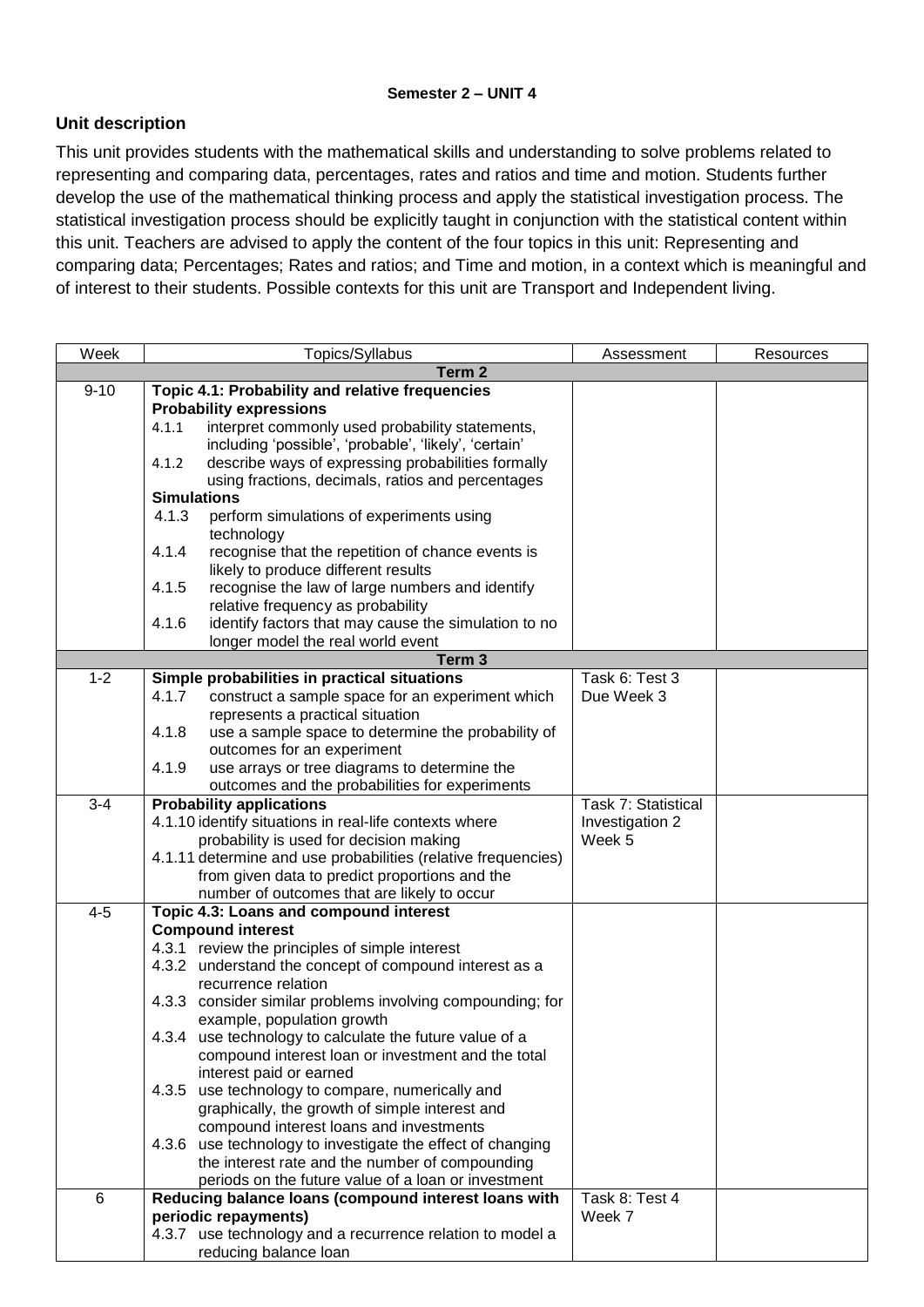**Semester 2 – UNIT 4**

## Unit description

This unit provides students with the mathematical skills and understanding to solve problems related to representing and comparing data, percentages, rates and ratios and time and motion. Students further develop the use of the mathematical thinking process and apply the statistical investigation process. The statistical investigation process should be explicitly taught in conjunction with the statistical content within this unit. Teachers are advised to apply the content of the four topics in this unit: Representing and comparing data; Percentages; Rates and ratios; and Time and motion, in a context which is meaningful and of interest to their students. Possible contexts for this unit are Transport and Independent living.

| Week | Topics/Syllabus | Assessment | Resources |
|---|---|---|---|
| **Term 2** | | | |
| 9-10 | **Topic 4.1: Probability and relative frequencies**<br>**Probability expressions**<br>4.1.1 interpret commonly used probability statements, including 'possible', 'probable', 'likely', 'certain'<br>4.1.2 describe ways of expressing probabilities formally using fractions, decimals, ratios and percentages<br>**Simulations**<br>4.1.3 perform simulations of experiments using technology<br>4.1.4 recognise that the repetition of chance events is likely to produce different results<br>4.1.5 recognise the law of large numbers and identify relative frequency as probability<br>4.1.6 identify factors that may cause the simulation to no longer model the real world event | | |
| **Term 3** | | | |
| 1-2 | **Simple probabilities in practical situations**<br>4.1.7 construct a sample space for an experiment which represents a practical situation<br>4.1.8 use a sample space to determine the probability of outcomes for an experiment<br>4.1.9 use arrays or tree diagrams to determine the outcomes and the probabilities for experiments | Task 6: Test 3 Due Week 3 | |
| 3-4 | **Probability applications**<br>4.1.10 identify situations in real-life contexts where probability is used for decision making<br>4.1.11 determine and use probabilities (relative frequencies) from given data to predict proportions and the number of outcomes that are likely to occur | Task 7: Statistical Investigation 2 Week 5 | |
| 4-5 | **Topic 4.3: Loans and compound interest**<br>**Compound interest**<br>4.3.1 review the principles of simple interest<br>4.3.2 understand the concept of compound interest as a recurrence relation<br>4.3.3 consider similar problems involving compounding; for example, population growth<br>4.3.4 use technology to calculate the future value of a compound interest loan or investment and the total interest paid or earned<br>4.3.5 use technology to compare, numerically and graphically, the growth of simple interest and compound interest loans and investments<br>4.3.6 use technology to investigate the effect of changing the interest rate and the number of compounding periods on the future value of a loan or investment | | |
| 6 | **Reducing balance loans (compound interest loans with periodic repayments)**<br>4.3.7 use technology and a recurrence relation to model a reducing balance loan | Task 8: Test 4 Week 7 | |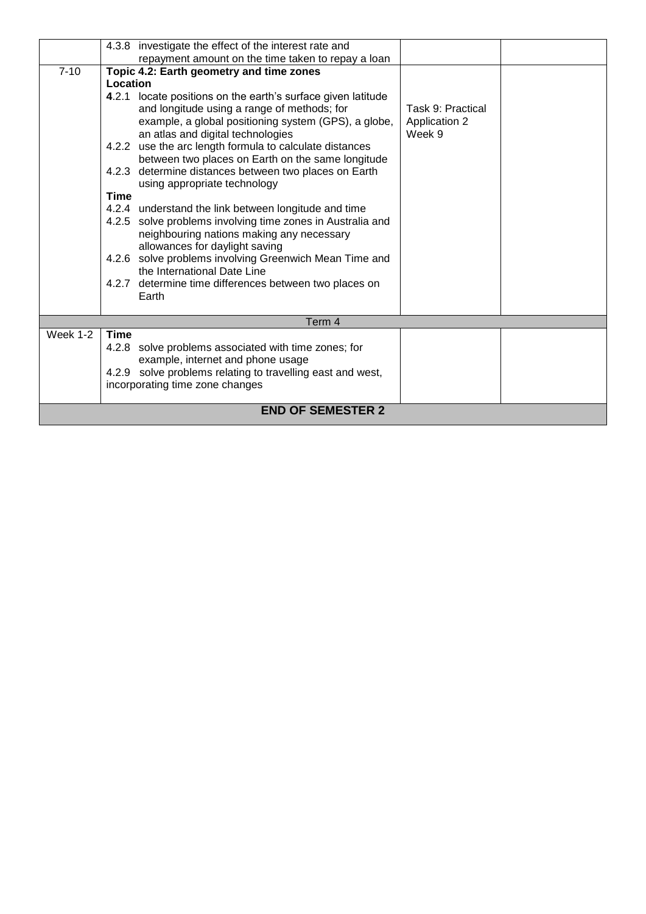|  |  |  |  |
|---|---|---|---|
|  | 4.3.8 investigate the effect of the interest rate and repayment amount on the time taken to repay a loan |  |  |
| 7-10 | **Topic 4.2: Earth geometry and time zones**<br>**Location**<br>**4**.2.1 locate positions on the earth's surface given latitude and longitude using a range of methods; for example, a global positioning system (GPS), a globe, an atlas and digital technologies<br>4.2.2 use the arc length formula to calculate distances between two places on Earth on the same longitude<br>4.2.3 determine distances between two places on Earth using appropriate technology<br>**Time**<br>4.2.4 understand the link between longitude and time<br>4.2.5 solve problems involving time zones in Australia and neighbouring nations making any necessary allowances for daylight saving<br>4.2.6 solve problems involving Greenwich Mean Time and the International Date Line<br>4.2.7 determine time differences between two places on Earth | Task 9: Practical Application 2<br>Week 9 |  |
| Term 4 | | | |
| Week 1-2 | **Time**<br>4.2.8 solve problems associated with time zones; for example, internet and phone usage<br>4.2.9 solve problems relating to travelling east and west, incorporating time zone changes |  |  |
| **END OF SEMESTER 2** | | | |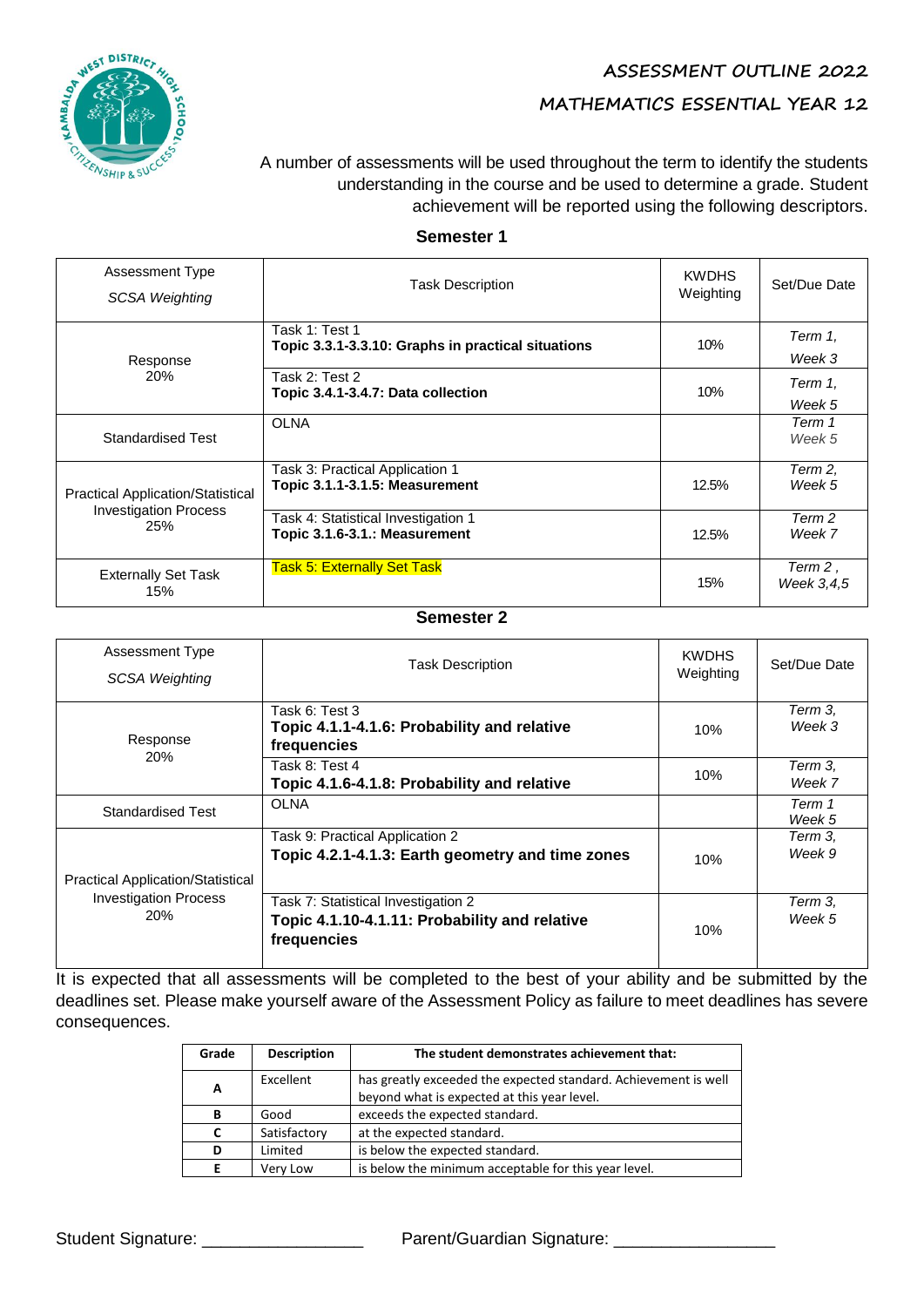# ASSESSMENT OUTLINE 2022

## MATHEMATICS ESSENTIAL YEAR 12

A number of assessments will be used throughout the term to identify the students understanding in the course and be used to determine a grade. Student achievement will be reported using the following descriptors.

### Semester 1

| Assessment Type *SCSA Weighting* | Task Description | KWDHS Weighting | Set/Due Date |
|---|---|---|---|
| Response 20% | Task 1: Test 1 **Topic 3.3.1-3.3.10: Graphs in practical situations** | 10% | *Term 1, Week 3* |
| | Task 2: Test 2 **Topic 3.4.1-3.4.7: Data collection** | 10% | *Term 1, Week 5* |
| Standardised Test | OLNA | | *Term 1 Week 5* |
| Practical Application/Statistical Investigation Process 25% | Task 3: Practical Application 1 **Topic 3.1.1-3.1.5: Measurement** | 12.5% | *Term 2, Week 5* |
| | Task 4: Statistical Investigation 1 **Topic 3.1.6-3.1.: Measurement** | 12.5% | *Term 2 Week 7* |
| Externally Set Task 15% | Task 5: Externally Set Task | 15% | *Term 2 , Week 3,4,5* |

### Semester 2

| Assessment Type *SCSA Weighting* | Task Description | KWDHS Weighting | Set/Due Date |
|---|---|---|---|
| Response 20% | Task 6: Test 3 **Topic 4.1.1-4.1.6: Probability and relative frequencies** | 10% | *Term 3, Week 3* |
| | Task 8: Test 4 **Topic 4.1.6-4.1.8: Probability and relative** | 10% | *Term 3, Week 7* |
| Standardised Test | OLNA | | *Term 1 Week 5* |
| Practical Application/Statistical Investigation Process 20% | Task 9: Practical Application 2 **Topic 4.2.1-4.1.3: Earth geometry and time zones** | 10% | *Term 3, Week 9* |
| | Task 7: Statistical Investigation 2 **Topic 4.1.10-4.1.11: Probability and relative frequencies** | 10% | *Term 3, Week 5* |

It is expected that all assessments will be completed to the best of your ability and be submitted by the deadlines set. Please make yourself aware of the Assessment Policy as failure to meet deadlines has severe consequences.

| Grade | Description | The student demonstrates achievement that: |
|---|---|---|
| A | Excellent | has greatly exceeded the expected standard. Achievement is well beyond what is expected at this year level. |
| B | Good | exceeds the expected standard. |
| C | Satisfactory | at the expected standard. |
| D | Limited | is below the expected standard. |
| E | Very Low | is below the minimum acceptable for this year level. |

Student Signature: _________________ Parent/Guardian Signature: _________________